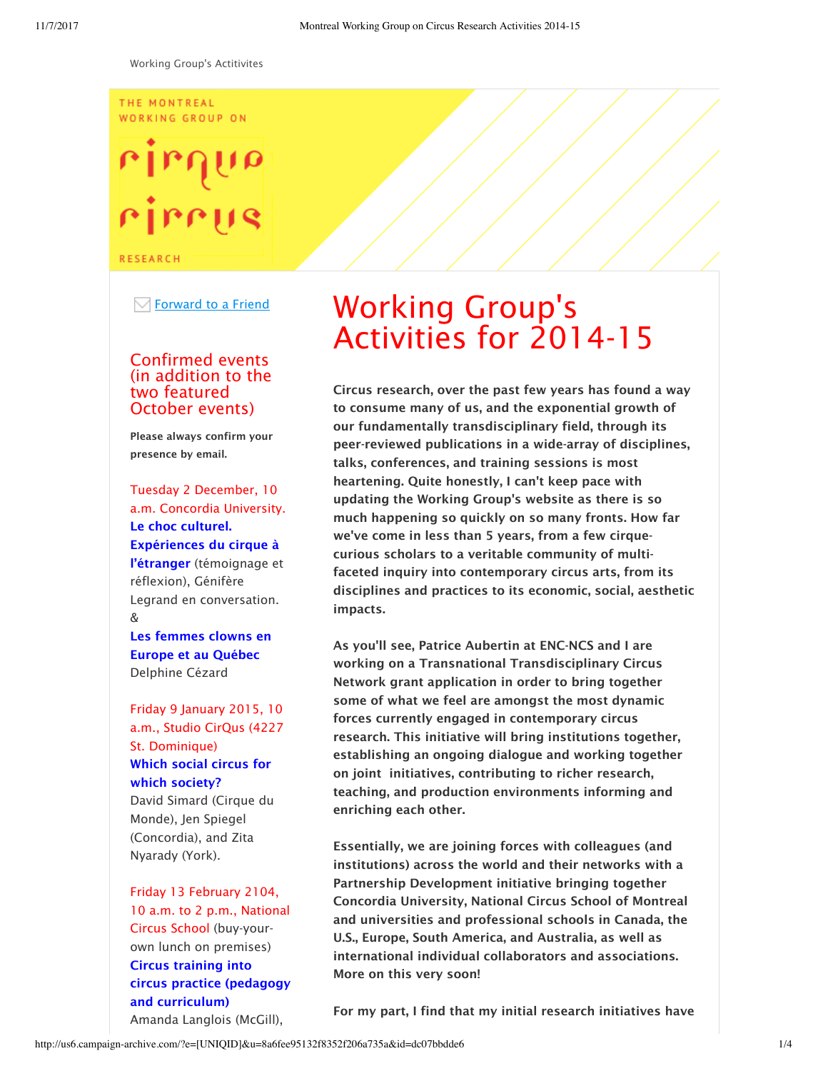Working Group's Actitivites

THE MONTREAL WORKING GROUP ON

cirque circus

RESEARCH

Forward to a Friend

# Working Group's Activities for 2014-15

**Circus research, over the past few years has found a way to consume many of us, and the exponential growth of our fundamentally transdisciplinary field, through its peer-reviewed publications in a wide-array of disciplines, talks, conferences, and training sessions is most heartening. Quite honestly, I can't keep pace with updating the Working Group's website as there is so much happening so quickly on so many fronts. How far we've come in less than 5 years, from a few cirque-curious scholars to a veritable community of multi-faceted inquiry into contemporary circus arts, from its disciplines and practices to its economic, social, aesthetic impacts.**

**As you'll see, Patrice Aubertin at ENC-NCS and I are working on a Transnational Transdisciplinary Circus Network grant application in order to bring together some of what we feel are amongst the most dynamic forces currently engaged in contemporary circus research. This initiative will bring institutions together, establishing an ongoing dialogue and working together on joint initiatives, contributing to richer research, teaching, and production environments informing and enriching each other.**

**Essentially, we are joining forces with colleagues (and institutions) across the world and their networks with a Partnership Development initiative bringing together Concordia University, National Circus School of Montreal and universities and professional schools in Canada, the U.S., Europe, South America, and Australia, as well as international individual collaborators and associations. More on this very soon!**

**For my part, I find that my initial research initiatives have**

## Confirmed events (in addition to the two featured October events)

**Please always confirm your presence by email.**

Tuesday 2 December, 10 a.m. Concordia University.
**Le choc culturel. Expériences du cirque à l'étranger** (témoignage et réflexion), Génifère Legrand en conversation.
&
**Les femmes clowns en Europe et au Québec**
Delphine Cézard

Friday 9 January 2015, 10 a.m., Studio CirQus (4227 St. Dominique)
**Which social circus for which society?**
David Simard (Cirque du Monde), Jen Spiegel (Concordia), and Zita Nyarady (York).

Friday 13 February 2104, 10 a.m. to 2 p.m., National Circus School (buy-your-own lunch on premises)
**Circus training into circus practice (pedagogy and curriculum)**
Amanda Langlois (McGill),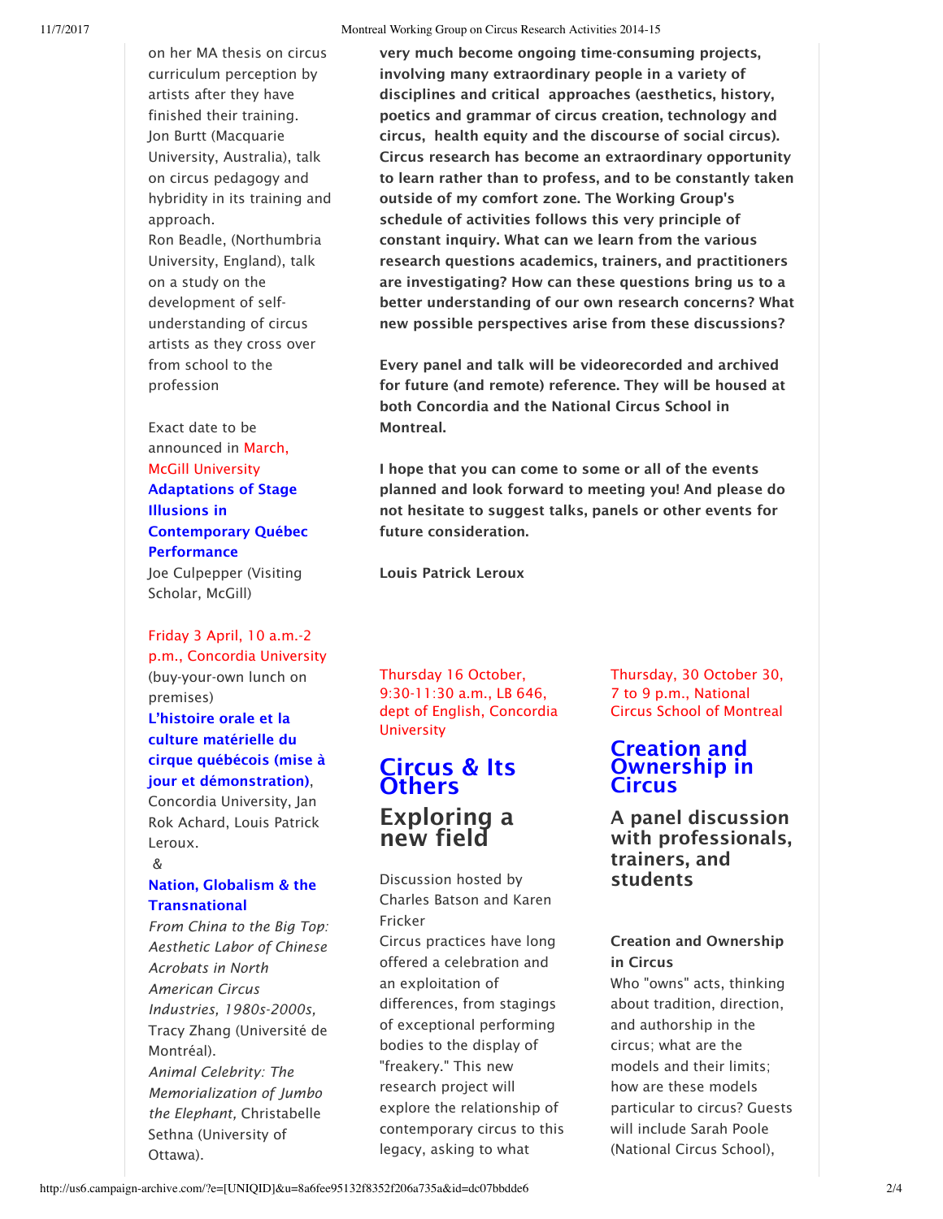on her MA thesis on circus curriculum perception by artists after they have finished their training.
Jon Burtt (Macquarie University, Australia), talk on circus pedagogy and hybridity in its training and approach.
Ron Beadle, (Northumbria University, England), talk on a study on the development of self-understanding of circus artists as they cross over from school to the profession

Exact date to be announced in March, McGill University
**Adaptations of Stage Illusions in Contemporary Québec Performance**
Joe Culpepper (Visiting Scholar, McGill)

Friday 3 April, 10 a.m.-2 p.m., Concordia University (buy-your-own lunch on premises)
**L'histoire orale et la culture matérielle du cirque québécois (mise à jour et démonstration)**, Concordia University, Jan Rok Achard, Louis Patrick Leroux.
&
**Nation, Globalism & the Transnational**
*From China to the Big Top: Aesthetic Labor of Chinese Acrobats in North American Circus Industries, 1980s-2000s*, Tracy Zhang (Université de Montréal).
*Animal Celebrity: The Memorialization of Jumbo the Elephant*, Christabelle Sethna (University of Ottawa).

**very much become ongoing time-consuming projects, involving many extraordinary people in a variety of disciplines and critical approaches (aesthetics, history, poetics and grammar of circus creation, technology and circus, health equity and the discourse of social circus). Circus research has become an extraordinary opportunity to learn rather than to profess, and to be constantly taken outside of my comfort zone. The Working Group's schedule of activities follows this very principle of constant inquiry. What can we learn from the various research questions academics, trainers, and practitioners are investigating? How can these questions bring us to a better understanding of our own research concerns? What new possible perspectives arise from these discussions?**

**Every panel and talk will be videorecorded and archived for future (and remote) reference. They will be housed at both Concordia and the National Circus School in Montreal.**

**I hope that you can come to some or all of the events planned and look forward to meeting you! And please do not hesitate to suggest talks, panels or other events for future consideration.**

**Louis Patrick Leroux**

Thursday 16 October, 9:30-11:30 a.m., LB 646, dept of English, Concordia University

# Circus & Its Others

## Exploring a new field

Discussion hosted by Charles Batson and Karen Fricker
Circus practices have long offered a celebration and an exploitation of differences, from stagings of exceptional performing bodies to the display of "freakery." This new research project will explore the relationship of contemporary circus to this legacy, asking to what

Thursday, 30 October 30, 7 to 9 p.m., National Circus School of Montreal

# Creation and Ownership in Circus

## A panel discussion with professionals, trainers, and students

**Creation and Ownership in Circus**
Who "owns" acts, thinking about tradition, direction, and authorship in the circus; what are the models and their limits; how are these models particular to circus? Guests will include Sarah Poole (National Circus School),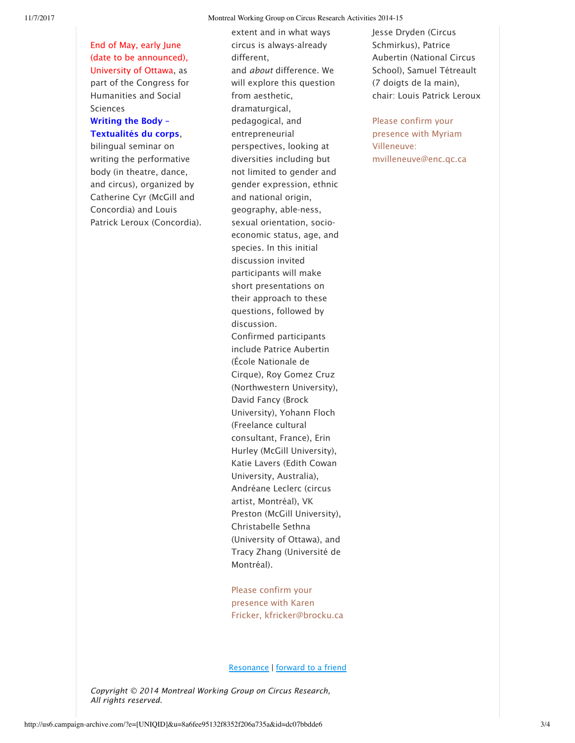End of May, early June (date to be announced), University of Ottawa, as part of the Congress for Humanities and Social Sciences

**Writing the Body – Textualités du corps**, bilingual seminar on writing the performative body (in theatre, dance, and circus), organized by Catherine Cyr (McGill and Concordia) and Louis Patrick Leroux (Concordia).

extent and in what ways circus is always-already different, and *about* difference. We will explore this question from aesthetic, dramaturgical, pedagogical, and entrepreneurial perspectives, looking at diversities including but not limited to gender and gender expression, ethnic and national origin, geography, able-ness, sexual orientation, socio-economic status, age, and species. In this initial discussion invited participants will make short presentations on their approach to these questions, followed by discussion. Confirmed participants include Patrice Aubertin (École Nationale de Cirque), Roy Gomez Cruz (Northwestern University), David Fancy (Brock University), Yohann Floch (Freelance cultural consultant, France), Erin Hurley (McGill University), Katie Lavers (Edith Cowan University, Australia), Andréane Leclerc (circus artist, Montréal), VK Preston (McGill University), Christabelle Sethna (University of Ottawa), and Tracy Zhang (Université de Montréal).

Please confirm your presence with Karen Fricker, kfricker@brocku.ca

Jesse Dryden (Circus Schmirkus), Patrice Aubertin (National Circus School), Samuel Tétreault (7 doigts de la main), chair: Louis Patrick Leroux

Please confirm your presence with Myriam Villeneuve: mvilleneuve@enc.qc.ca

Resonance | forward to a friend

*Copyright © 2014 Montreal Working Group on Circus Research, All rights reserved.*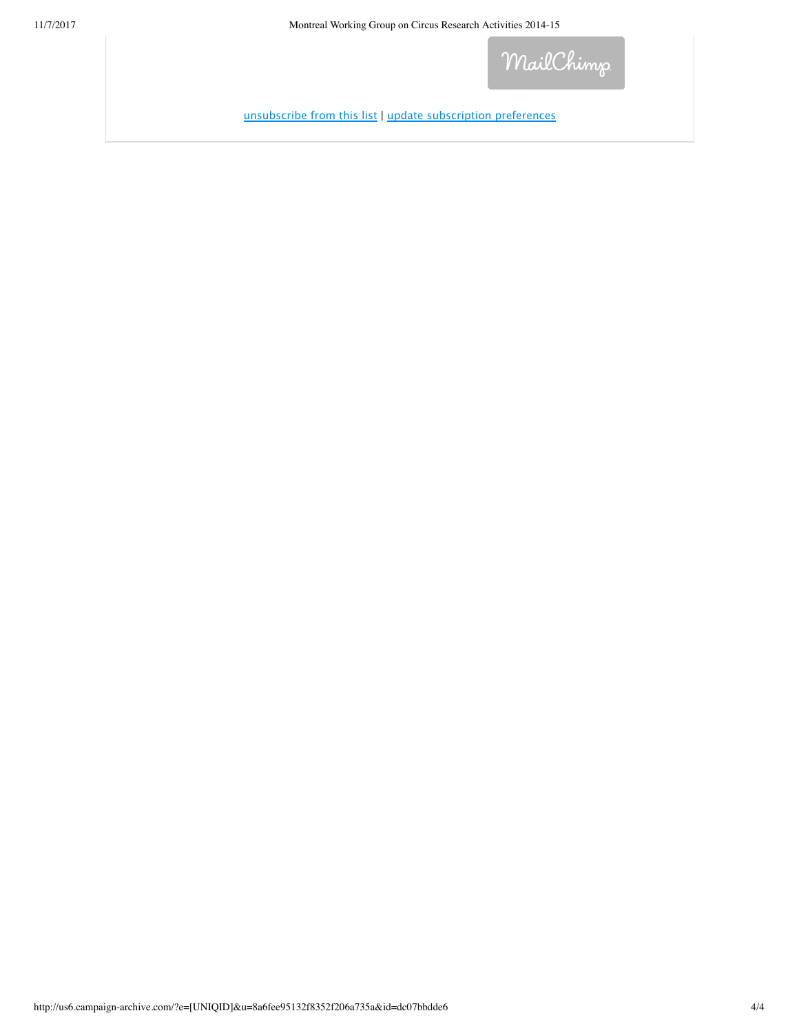MailChimp

unsubscribe from this list | update subscription preferences